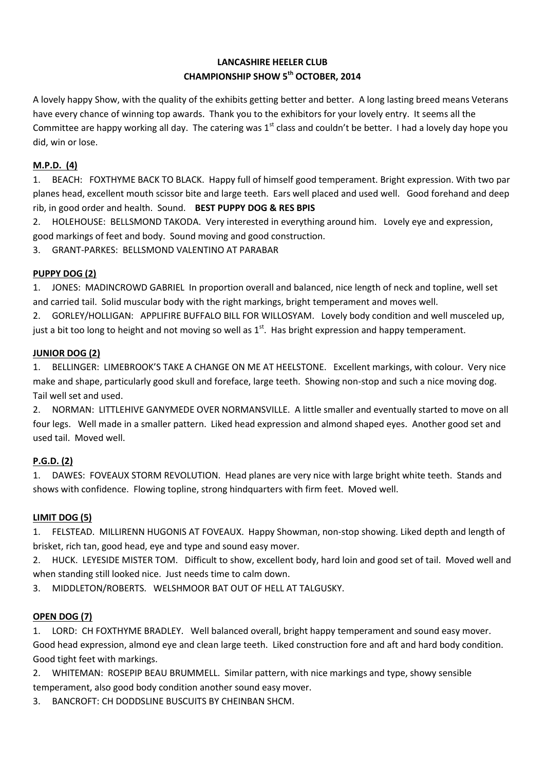# LANCASHIRE HEELER CLUB
# CHAMPIONSHIP SHOW 5th OCTOBER, 2014

A lovely happy Show, with the quality of the exhibits getting better and better. A long lasting breed means Veterans have every chance of winning top awards. Thank you to the exhibitors for your lovely entry. It seems all the Committee are happy working all day. The catering was 1st class and couldn't be better. I had a lovely day hope you did, win or lose.

## M.P.D. (4)

1. BEACH: FOXTHYME BACK TO BLACK. Happy full of himself good temperament. Bright expression. With two par planes head, excellent mouth scissor bite and large teeth. Ears well placed and used well. Good forehand and deep rib, in good order and health. Sound. **BEST PUPPY DOG & RES BPIS**
2. HOLEHOUSE: BELLSMOND TAKODA. Very interested in everything around him. Lovely eye and expression, good markings of feet and body. Sound moving and good construction.
3. GRANT-PARKES: BELLSMOND VALENTINO AT PARABAR

## PUPPY DOG (2)

1. JONES: MADINCROWD GABRIEL In proportion overall and balanced, nice length of neck and topline, well set and carried tail. Solid muscular body with the right markings, bright temperament and moves well.
2. GORLEY/HOLLIGAN: APPLIFIRE BUFFALO BILL FOR WILLOSYAM. Lovely body condition and well musceled up, just a bit too long to height and not moving so well as 1st. Has bright expression and happy temperament.

## JUNIOR DOG (2)

1. BELLINGER: LIMEBROOK'S TAKE A CHANGE ON ME AT HEELSTONE. Excellent markings, with colour. Very nice make and shape, particularly good skull and foreface, large teeth. Showing non-stop and such a nice moving dog. Tail well set and used.
2. NORMAN: LITTLEHIVE GANYMEDE OVER NORMANSVILLE. A little smaller and eventually started to move on all four legs. Well made in a smaller pattern. Liked head expression and almond shaped eyes. Another good set and used tail. Moved well.

## P.G.D. (2)

1. DAWES: FOVEAUX STORM REVOLUTION. Head planes are very nice with large bright white teeth. Stands and shows with confidence. Flowing topline, strong hindquarters with firm feet. Moved well.

## LIMIT DOG (5)

1. FELSTEAD. MILLIRENN HUGONIS AT FOVEAUX. Happy Showman, non-stop showing. Liked depth and length of brisket, rich tan, good head, eye and type and sound easy mover.
2. HUCK. LEYESIDE MISTER TOM. Difficult to show, excellent body, hard loin and good set of tail. Moved well and when standing still looked nice. Just needs time to calm down.
3. MIDDLETON/ROBERTS. WELSHMOOR BAT OUT OF HELL AT TALGUSKY.

## OPEN DOG (7)

1. LORD: CH FOXTHYME BRADLEY. Well balanced overall, bright happy temperament and sound easy mover. Good head expression, almond eye and clean large teeth. Liked construction fore and aft and hard body condition. Good tight feet with markings.
2. WHITEMAN: ROSEPIP BEAU BRUMMELL. Similar pattern, with nice markings and type, showy sensible temperament, also good body condition another sound easy mover.
3. BANCROFT: CH DODDSLINE BUSCUITS BY CHEINBAN SHCM.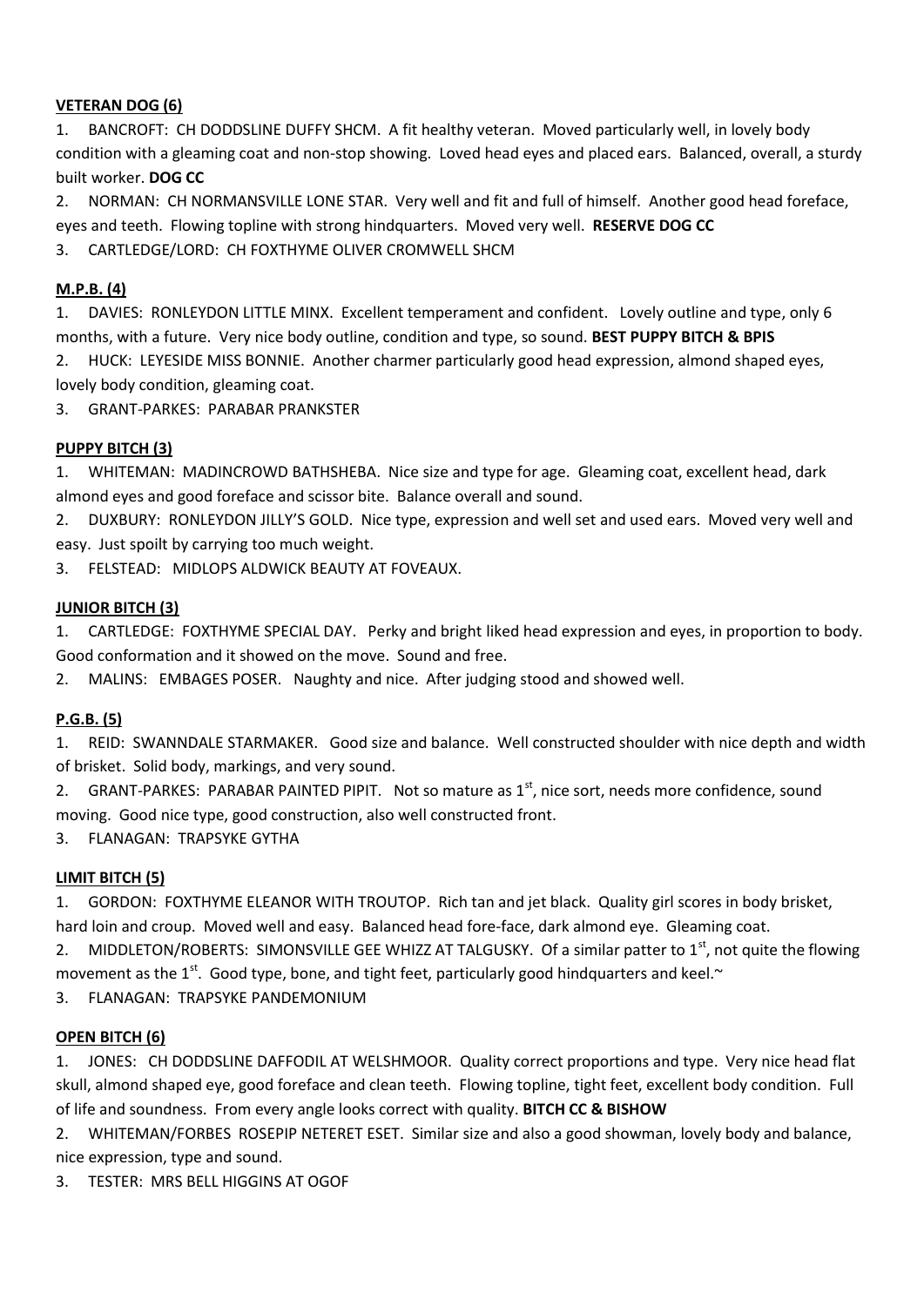**<u>VETERAN DOG (6)</u>**

1. BANCROFT: CH DODDSLINE DUFFY SHCM. A fit healthy veteran. Moved particularly well, in lovely body condition with a gleaming coat and non-stop showing. Loved head eyes and placed ears. Balanced, overall, a sturdy built worker. **DOG CC**
2. NORMAN: CH NORMANSVILLE LONE STAR. Very well and fit and full of himself. Another good head foreface, eyes and teeth. Flowing topline with strong hindquarters. Moved very well. **RESERVE DOG CC**
3. CARTLEDGE/LORD: CH FOXTHYME OLIVER CROMWELL SHCM

**<u>M.P.B. (4)</u>**

1. DAVIES: RONLEYDON LITTLE MINX. Excellent temperament and confident. Lovely outline and type, only 6 months, with a future. Very nice body outline, condition and type, so sound. **BEST PUPPY BITCH & BPIS**
2. HUCK: LEYESIDE MISS BONNIE. Another charmer particularly good head expression, almond shaped eyes, lovely body condition, gleaming coat.
3. GRANT-PARKES: PARABAR PRANKSTER

**<u>PUPPY BITCH (3)</u>**

1. WHITEMAN: MADINCROWD BATHSHEBA. Nice size and type for age. Gleaming coat, excellent head, dark almond eyes and good foreface and scissor bite. Balance overall and sound.
2. DUXBURY: RONLEYDON JILLY'S GOLD. Nice type, expression and well set and used ears. Moved very well and easy. Just spoilt by carrying too much weight.
3. FELSTEAD: MIDLOPS ALDWICK BEAUTY AT FOVEAUX.

**<u>JUNIOR BITCH (3)</u>**

1. CARTLEDGE: FOXTHYME SPECIAL DAY. Perky and bright liked head expression and eyes, in proportion to body. Good conformation and it showed on the move. Sound and free.
2. MALINS: EMBAGES POSER. Naughty and nice. After judging stood and showed well.

**<u>P.G.B. (5)</u>**

1. REID: SWANNDALE STARMAKER. Good size and balance. Well constructed shoulder with nice depth and width of brisket. Solid body, markings, and very sound.
2. GRANT-PARKES: PARABAR PAINTED PIPIT. Not so mature as 1st, nice sort, needs more confidence, sound moving. Good nice type, good construction, also well constructed front.
3. FLANAGAN: TRAPSYKE GYTHA

**<u>LIMIT BITCH (5)</u>**

1. GORDON: FOXTHYME ELEANOR WITH TROUTOP. Rich tan and jet black. Quality girl scores in body brisket, hard loin and croup. Moved well and easy. Balanced head fore-face, dark almond eye. Gleaming coat.
2. MIDDLETON/ROBERTS: SIMONSVILLE GEE WHIZZ AT TALGUSKY. Of a similar patter to 1st, not quite the flowing movement as the 1st. Good type, bone, and tight feet, particularly good hindquarters and keel.~
3. FLANAGAN: TRAPSYKE PANDEMONIUM

**<u>OPEN BITCH (6)</u>**

1. JONES: CH DODDSLINE DAFFODIL AT WELSHMOOR. Quality correct proportions and type. Very nice head flat skull, almond shaped eye, good foreface and clean teeth. Flowing topline, tight feet, excellent body condition. Full of life and soundness. From every angle looks correct with quality. **BITCH CC & BISHOW**
2. WHITEMAN/FORBES ROSEPIP NETERET ESET. Similar size and also a good showman, lovely body and balance, nice expression, type and sound.
3. TESTER: MRS BELL HIGGINS AT OGOF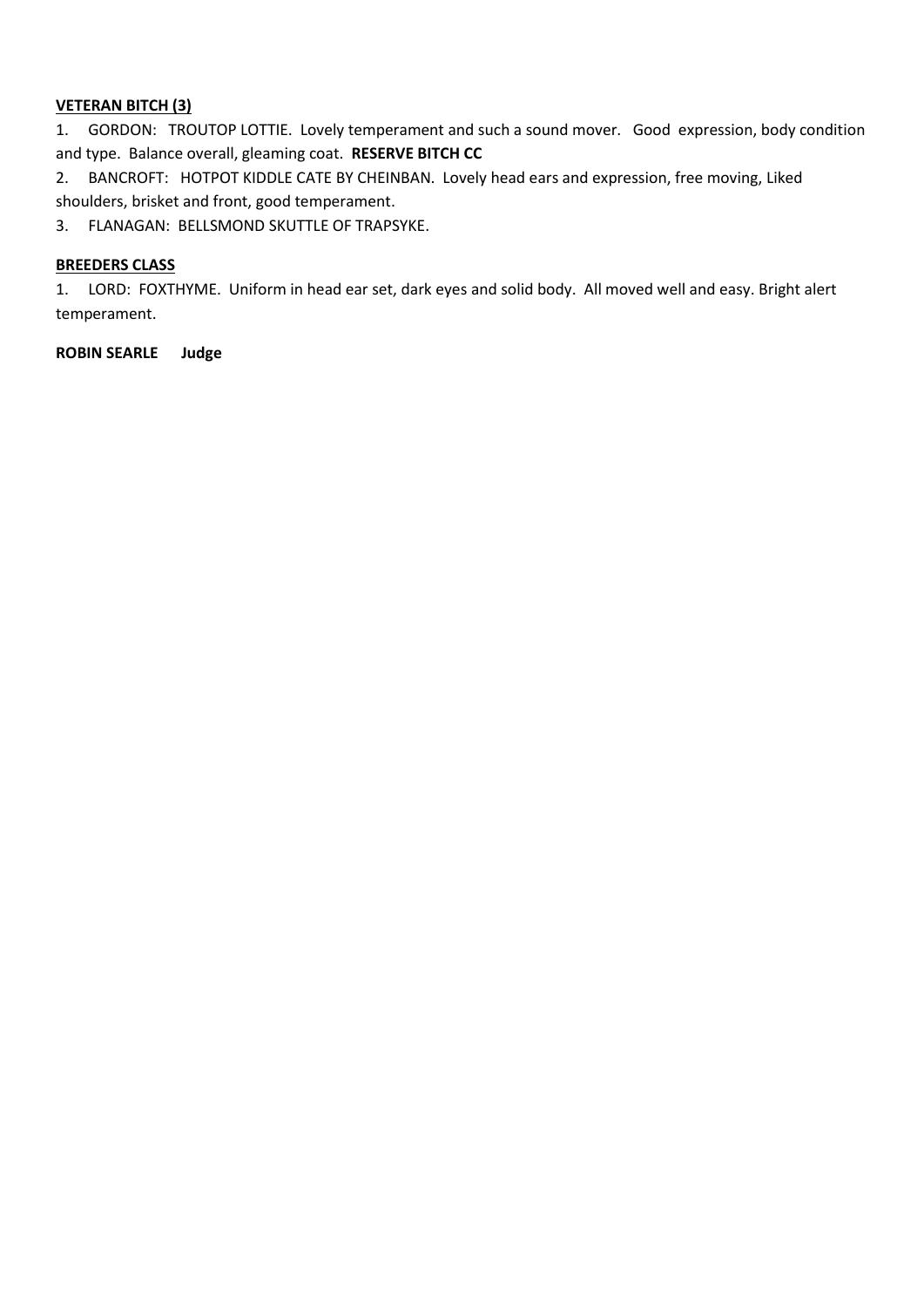**VETERAN BITCH (3)**

1. GORDON: TROUTOP LOTTIE. Lovely temperament and such a sound mover. Good expression, body condition and type. Balance overall, gleaming coat. **RESERVE BITCH CC**
2. BANCROFT: HOTPOT KIDDLE CATE BY CHEINBAN. Lovely head ears and expression, free moving, Liked shoulders, brisket and front, good temperament.
3. FLANAGAN: BELLSMOND SKUTTLE OF TRAPSYKE.

**BREEDERS CLASS**

1. LORD: FOXTHYME. Uniform in head ear set, dark eyes and solid body. All moved well and easy. Bright alert temperament.

**ROBIN SEARLE Judge**